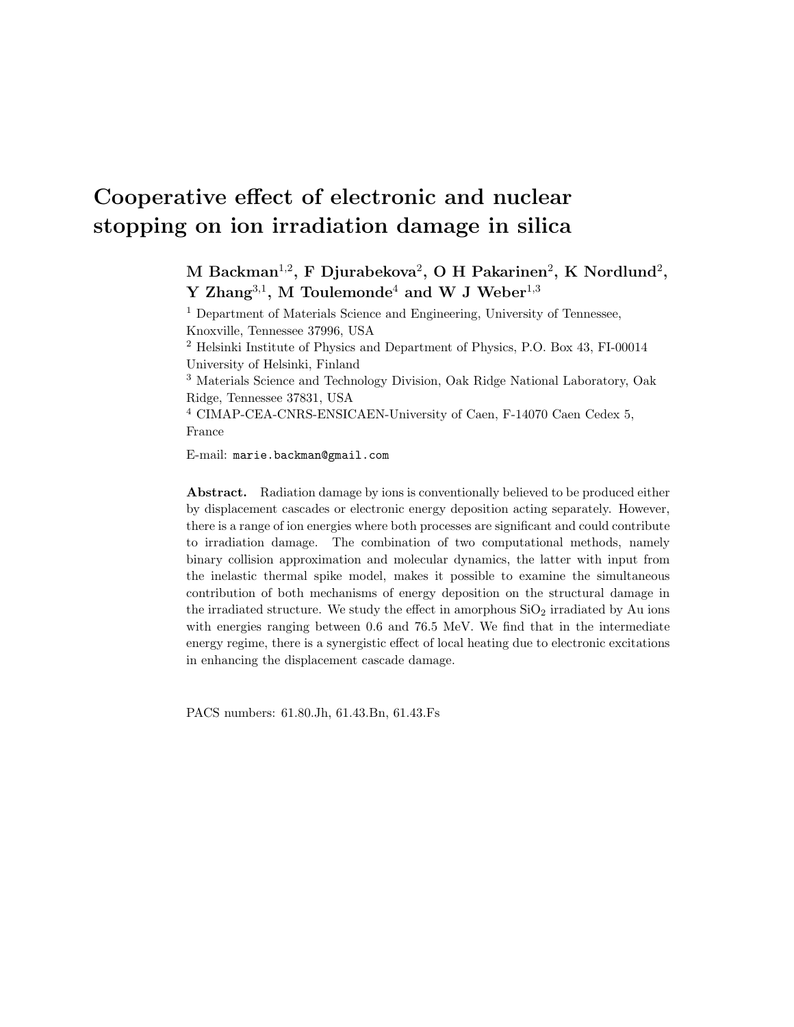# Cooperative effect of electronic and nuclear stopping on ion irradiation damage in silica

**M Backman[1,2], F Djurabekova[2], O H Pakarinen[2], K Nordlund[2], Y Zhang[3,1], M Toulemonde[4] and W J Weber[1,3]**

[1] Department of Materials Science and Engineering, University of Tennessee, Knoxville, Tennessee 37996, USA

[2] Helsinki Institute of Physics and Department of Physics, P.O. Box 43, FI-00014 University of Helsinki, Finland

[3] Materials Science and Technology Division, Oak Ridge National Laboratory, Oak Ridge, Tennessee 37831, USA

[4] CIMAP-CEA-CNRS-ENSICAEN-University of Caen, F-14070 Caen Cedex 5, France

E-mail: `marie.backman@gmail.com`

**Abstract.** Radiation damage by ions is conventionally believed to be produced either by displacement cascades or electronic energy deposition acting separately. However, there is a range of ion energies where both processes are significant and could contribute to irradiation damage. The combination of two computational methods, namely binary collision approximation and molecular dynamics, the latter with input from the inelastic thermal spike model, makes it possible to examine the simultaneous contribution of both mechanisms of energy deposition on the structural damage in the irradiated structure. We study the effect in amorphous $SiO_2$ irradiated by Au ions with energies ranging between 0.6 and 76.5 MeV. We find that in the intermediate energy regime, there is a synergistic effect of local heating due to electronic excitations in enhancing the displacement cascade damage.

PACS numbers: 61.80.Jh, 61.43.Bn, 61.43.Fs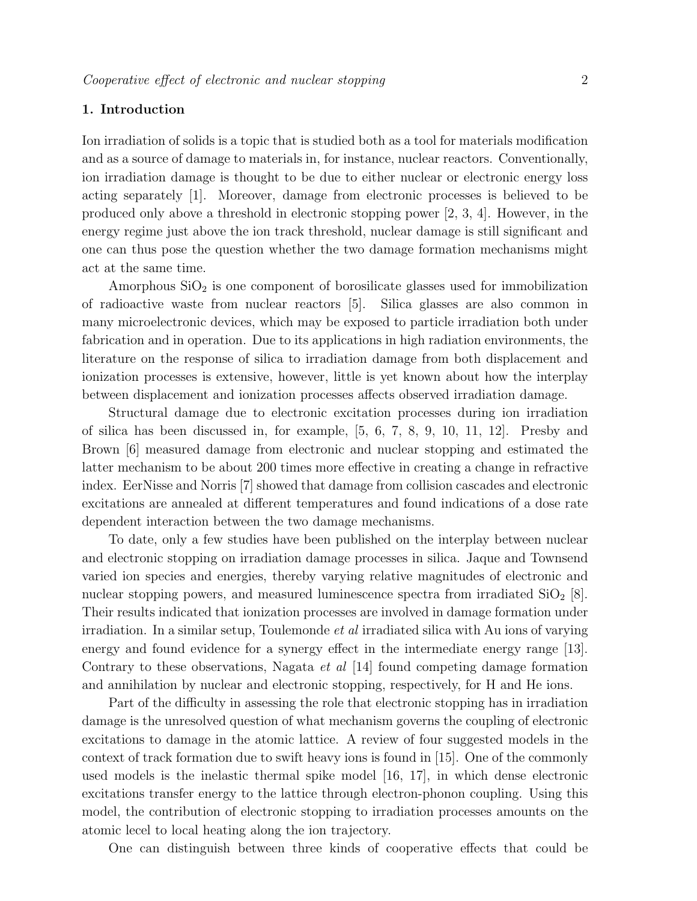## 1. Introduction

Ion irradiation of solids is a topic that is studied both as a tool for materials modification and as a source of damage to materials in, for instance, nuclear reactors. Conventionally, ion irradiation damage is thought to be due to either nuclear or electronic energy loss acting separately [1]. Moreover, damage from electronic processes is believed to be produced only above a threshold in electronic stopping power [2, 3, 4]. However, in the energy regime just above the ion track threshold, nuclear damage is still significant and one can thus pose the question whether the two damage formation mechanisms might act at the same time.

Amorphous $SiO_2$ is one component of borosilicate glasses used for immobilization of radioactive waste from nuclear reactors [5]. Silica glasses are also common in many microelectronic devices, which may be exposed to particle irradiation both under fabrication and in operation. Due to its applications in high radiation environments, the literature on the response of silica to irradiation damage from both displacement and ionization processes is extensive, however, little is yet known about how the interplay between displacement and ionization processes affects observed irradiation damage.

Structural damage due to electronic excitation processes during ion irradiation of silica has been discussed in, for example, [5, 6, 7, 8, 9, 10, 11, 12]. Presby and Brown [6] measured damage from electronic and nuclear stopping and estimated the latter mechanism to be about 200 times more effective in creating a change in refractive index. EerNisse and Norris [7] showed that damage from collision cascades and electronic excitations are annealed at different temperatures and found indications of a dose rate dependent interaction between the two damage mechanisms.

To date, only a few studies have been published on the interplay between nuclear and electronic stopping on irradiation damage processes in silica. Jaque and Townsend varied ion species and energies, thereby varying relative magnitudes of electronic and nuclear stopping powers, and measured luminescence spectra from irradiated $SiO_2$ [8]. Their results indicated that ionization processes are involved in damage formation under irradiation. In a similar setup, Toulemonde *et al* irradiated silica with Au ions of varying energy and found evidence for a synergy effect in the intermediate energy range [13]. Contrary to these observations, Nagata *et al* [14] found competing damage formation and annihilation by nuclear and electronic stopping, respectively, for H and He ions.

Part of the difficulty in assessing the role that electronic stopping has in irradiation damage is the unresolved question of what mechanism governs the coupling of electronic excitations to damage in the atomic lattice. A review of four suggested models in the context of track formation due to swift heavy ions is found in [15]. One of the commonly used models is the inelastic thermal spike model [16, 17], in which dense electronic excitations transfer energy to the lattice through electron-phonon coupling. Using this model, the contribution of electronic stopping to irradiation processes amounts on the atomic lecel to local heating along the ion trajectory.

One can distinguish between three kinds of cooperative effects that could be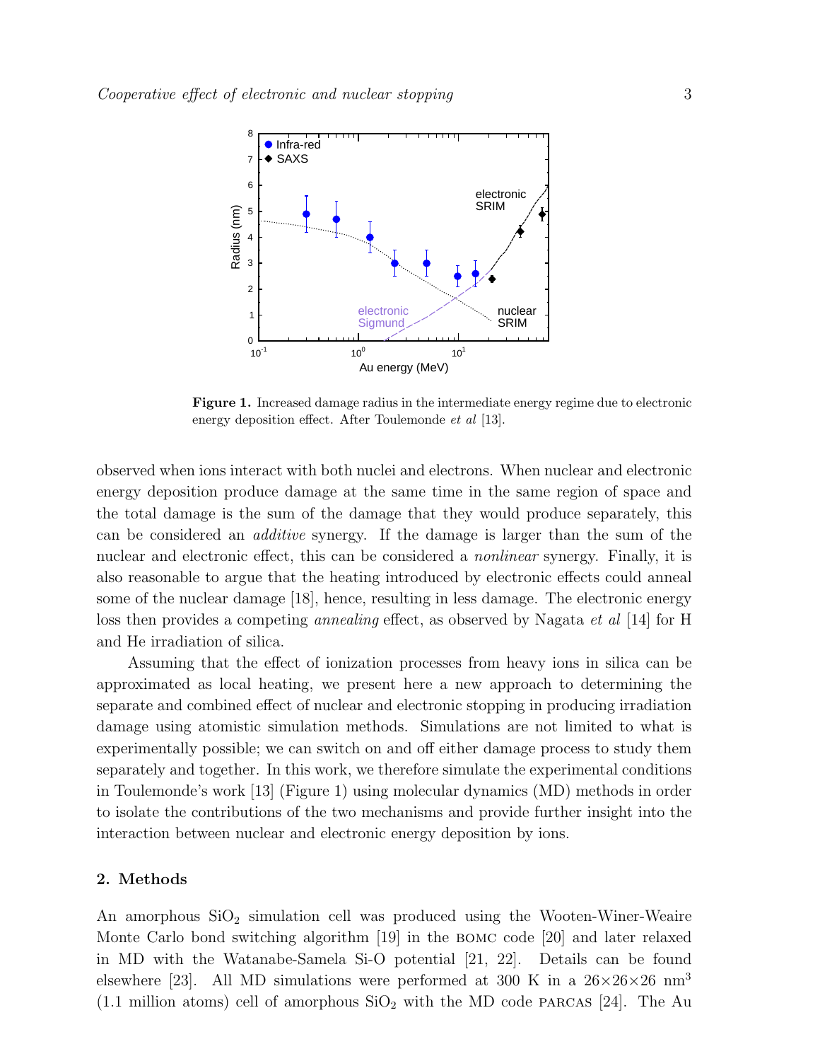**Figure 1.** Increased damage radius in the intermediate energy regime due to electronic energy deposition effect. After Toulemonde *et al* [13].

observed when ions interact with both nuclei and electrons. When nuclear and electronic energy deposition produce damage at the same time in the same region of space and the total damage is the sum of the damage that they would produce separately, this can be considered an *additive* synergy. If the damage is larger than the sum of the nuclear and electronic effect, this can be considered a *nonlinear* synergy. Finally, it is also reasonable to argue that the heating introduced by electronic effects could anneal some of the nuclear damage [18], hence, resulting in less damage. The electronic energy loss then provides a competing *annealing* effect, as observed by Nagata *et al* [14] for H and He irradiation of silica.

Assuming that the effect of ionization processes from heavy ions in silica can be approximated as local heating, we present here a new approach to determining the separate and combined effect of nuclear and electronic stopping in producing irradiation damage using atomistic simulation methods. Simulations are not limited to what is experimentally possible; we can switch on and off either damage process to study them separately and together. In this work, we therefore simulate the experimental conditions in Toulemonde's work [13] (Figure 1) using molecular dynamics (MD) methods in order to isolate the contributions of the two mechanisms and provide further insight into the interaction between nuclear and electronic energy deposition by ions.

## 2. Methods

An amorphous $SiO_2$ simulation cell was produced using the Wooten-Winer-Weaire Monte Carlo bond switching algorithm [19] in the BOMC code [20] and later relaxed in MD with the Watanabe-Samela Si-O potential [21, 22]. Details can be found elsewhere [23]. All MD simulations were performed at 300 K in a $26\times26\times26$ nm$^3$ (1.1 million atoms) cell of amorphous $SiO_2$ with the MD code PARCAS [24]. The Au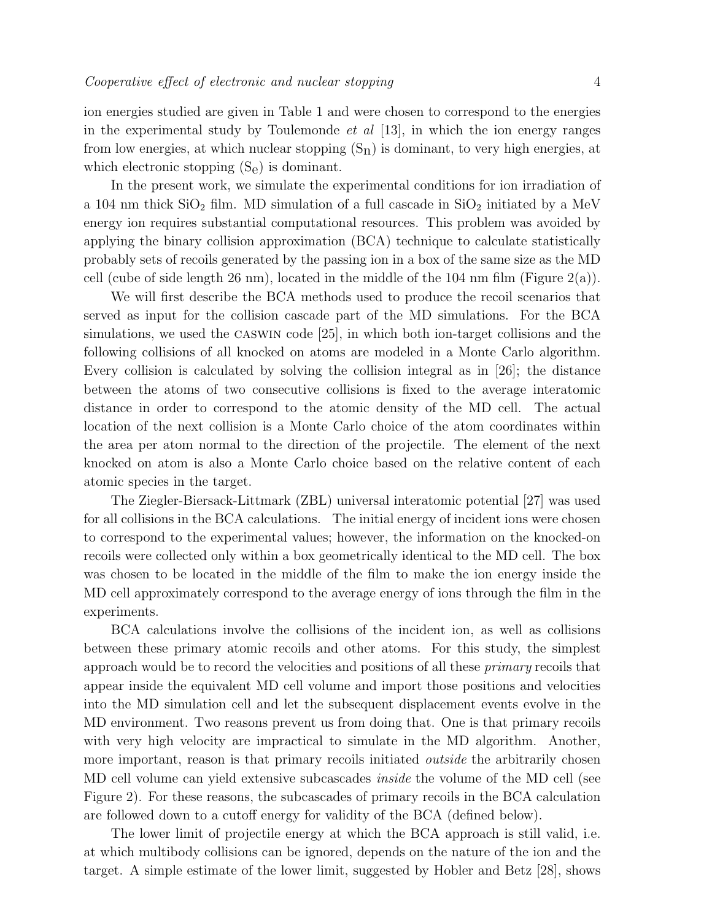ion energies studied are given in Table 1 and were chosen to correspond to the energies in the experimental study by Toulemonde *et al* [13], in which the ion energy ranges from low energies, at which nuclear stopping ($S_n$) is dominant, to very high energies, at which electronic stopping ($S_e$) is dominant.

In the present work, we simulate the experimental conditions for ion irradiation of a 104 nm thick $SiO_2$ film. MD simulation of a full cascade in $SiO_2$ initiated by a MeV energy ion requires substantial computational resources. This problem was avoided by applying the binary collision approximation (BCA) technique to calculate statistically probably sets of recoils generated by the passing ion in a box of the same size as the MD cell (cube of side length 26 nm), located in the middle of the 104 nm film (Figure 2(a)).

We will first describe the BCA methods used to produce the recoil scenarios that served as input for the collision cascade part of the MD simulations. For the BCA simulations, we used the CASWIN code [25], in which both ion-target collisions and the following collisions of all knocked on atoms are modeled in a Monte Carlo algorithm. Every collision is calculated by solving the collision integral as in [26]; the distance between the atoms of two consecutive collisions is fixed to the average interatomic distance in order to correspond to the atomic density of the MD cell. The actual location of the next collision is a Monte Carlo choice of the atom coordinates within the area per atom normal to the direction of the projectile. The element of the next knocked on atom is also a Monte Carlo choice based on the relative content of each atomic species in the target.

The Ziegler-Biersack-Littmark (ZBL) universal interatomic potential [27] was used for all collisions in the BCA calculations. The initial energy of incident ions were chosen to correspond to the experimental values; however, the information on the knocked-on recoils were collected only within a box geometrically identical to the MD cell. The box was chosen to be located in the middle of the film to make the ion energy inside the MD cell approximately correspond to the average energy of ions through the film in the experiments.

BCA calculations involve the collisions of the incident ion, as well as collisions between these primary atomic recoils and other atoms. For this study, the simplest approach would be to record the velocities and positions of all these *primary* recoils that appear inside the equivalent MD cell volume and import those positions and velocities into the MD simulation cell and let the subsequent displacement events evolve in the MD environment. Two reasons prevent us from doing that. One is that primary recoils with very high velocity are impractical to simulate in the MD algorithm. Another, more important, reason is that primary recoils initiated *outside* the arbitrarily chosen MD cell volume can yield extensive subcascades *inside* the volume of the MD cell (see Figure 2). For these reasons, the subcascades of primary recoils in the BCA calculation are followed down to a cutoff energy for validity of the BCA (defined below).

The lower limit of projectile energy at which the BCA approach is still valid, i.e. at which multibody collisions can be ignored, depends on the nature of the ion and the target. A simple estimate of the lower limit, suggested by Hobler and Betz [28], shows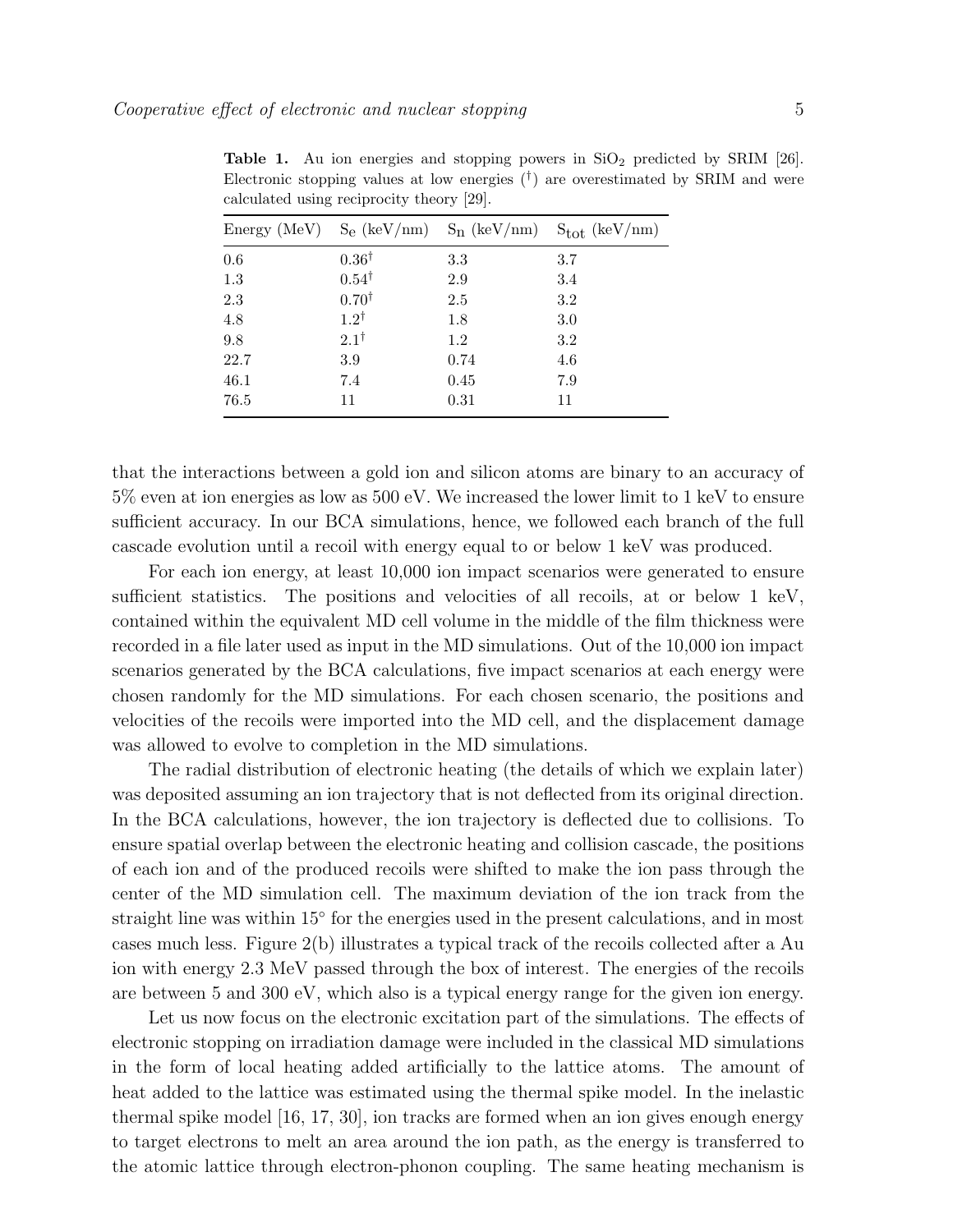**Table 1.** Au ion energies and stopping powers in $SiO_2$ predicted by SRIM [26]. Electronic stopping values at low energies (†) are overestimated by SRIM and were calculated using reciprocity theory [29].

| Energy (MeV) | $S_e$ (keV/nm) | $S_n$ (keV/nm) | $S_{tot}$ (keV/nm) |
|---|---|---|---|
| 0.6 | 0.36† | 3.3 | 3.7 |
| 1.3 | 0.54† | 2.9 | 3.4 |
| 2.3 | 0.70† | 2.5 | 3.2 |
| 4.8 | 1.2† | 1.8 | 3.0 |
| 9.8 | 2.1† | 1.2 | 3.2 |
| 22.7 | 3.9 | 0.74 | 4.6 |
| 46.1 | 7.4 | 0.45 | 7.9 |
| 76.5 | 11 | 0.31 | 11 |

that the interactions between a gold ion and silicon atoms are binary to an accuracy of 5% even at ion energies as low as 500 eV. We increased the lower limit to 1 keV to ensure sufficient accuracy. In our BCA simulations, hence, we followed each branch of the full cascade evolution until a recoil with energy equal to or below 1 keV was produced.

For each ion energy, at least 10,000 ion impact scenarios were generated to ensure sufficient statistics. The positions and velocities of all recoils, at or below 1 keV, contained within the equivalent MD cell volume in the middle of the film thickness were recorded in a file later used as input in the MD simulations. Out of the 10,000 ion impact scenarios generated by the BCA calculations, five impact scenarios at each energy were chosen randomly for the MD simulations. For each chosen scenario, the positions and velocities of the recoils were imported into the MD cell, and the displacement damage was allowed to evolve to completion in the MD simulations.

The radial distribution of electronic heating (the details of which we explain later) was deposited assuming an ion trajectory that is not deflected from its original direction. In the BCA calculations, however, the ion trajectory is deflected due to collisions. To ensure spatial overlap between the electronic heating and collision cascade, the positions of each ion and of the produced recoils were shifted to make the ion pass through the center of the MD simulation cell. The maximum deviation of the ion track from the straight line was within 15° for the energies used in the present calculations, and in most cases much less. Figure 2(b) illustrates a typical track of the recoils collected after a Au ion with energy 2.3 MeV passed through the box of interest. The energies of the recoils are between 5 and 300 eV, which also is a typical energy range for the given ion energy.

Let us now focus on the electronic excitation part of the simulations. The effects of electronic stopping on irradiation damage were included in the classical MD simulations in the form of local heating added artificially to the lattice atoms. The amount of heat added to the lattice was estimated using the thermal spike model. In the inelastic thermal spike model [16, 17, 30], ion tracks are formed when an ion gives enough energy to target electrons to melt an area around the ion path, as the energy is transferred to the atomic lattice through electron-phonon coupling. The same heating mechanism is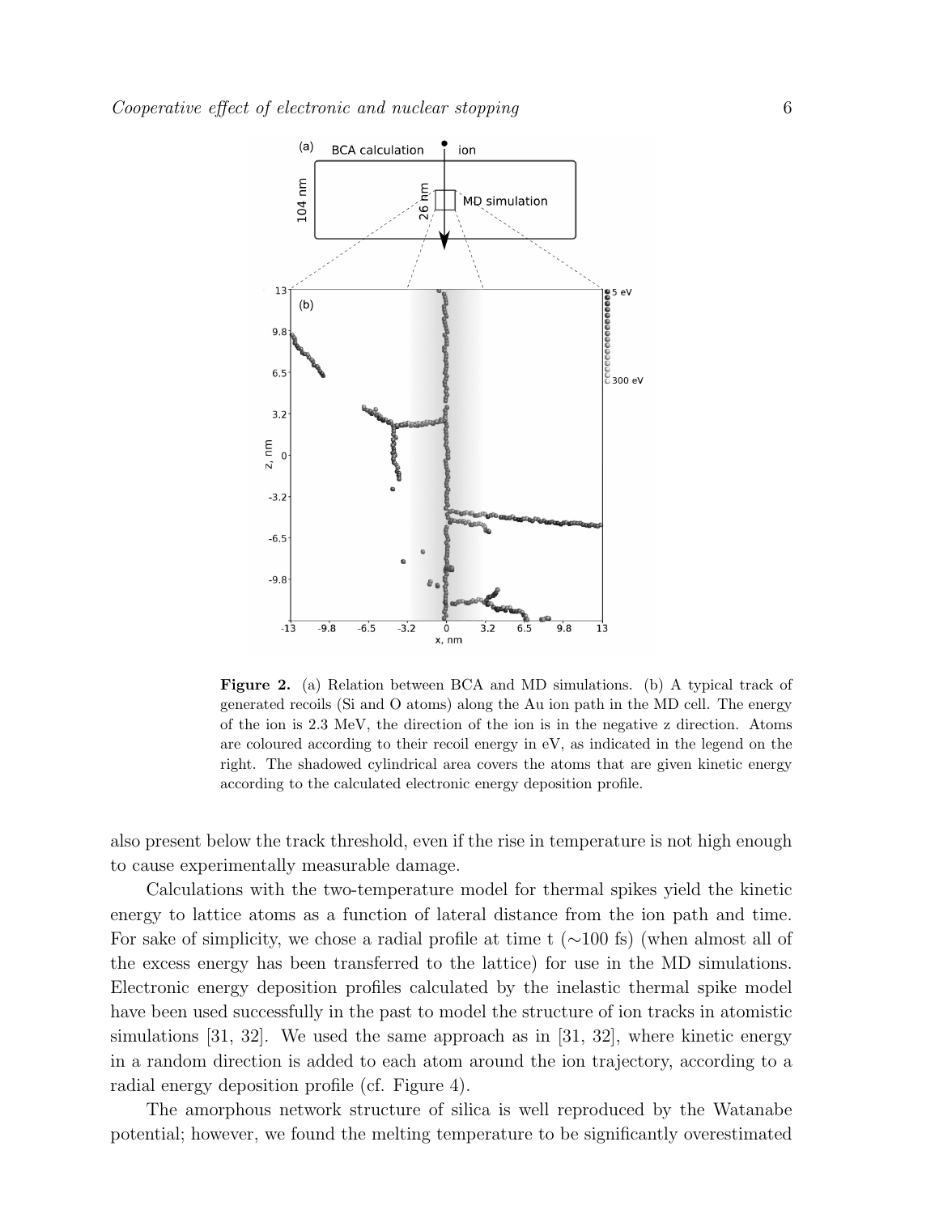**Figure 2.** (a) Relation between BCA and MD simulations. (b) A typical track of generated recoils (Si and O atoms) along the Au ion path in the MD cell. The energy of the ion is 2.3 MeV, the direction of the ion is in the negative z direction. Atoms are coloured according to their recoil energy in eV, as indicated in the legend on the right. The shadowed cylindrical area covers the atoms that are given kinetic energy according to the calculated electronic energy deposition profile.

also present below the track threshold, even if the rise in temperature is not high enough to cause experimentally measurable damage.

Calculations with the two-temperature model for thermal spikes yield the kinetic energy to lattice atoms as a function of lateral distance from the ion path and time. For sake of simplicity, we chose a radial profile at time t ($\sim$100 fs) (when almost all of the excess energy has been transferred to the lattice) for use in the MD simulations. Electronic energy deposition profiles calculated by the inelastic thermal spike model have been used successfully in the past to model the structure of ion tracks in atomistic simulations [31, 32]. We used the same approach as in [31, 32], where kinetic energy in a random direction is added to each atom around the ion trajectory, according to a radial energy deposition profile (cf. Figure 4).

The amorphous network structure of silica is well reproduced by the Watanabe potential; however, we found the melting temperature to be significantly overestimated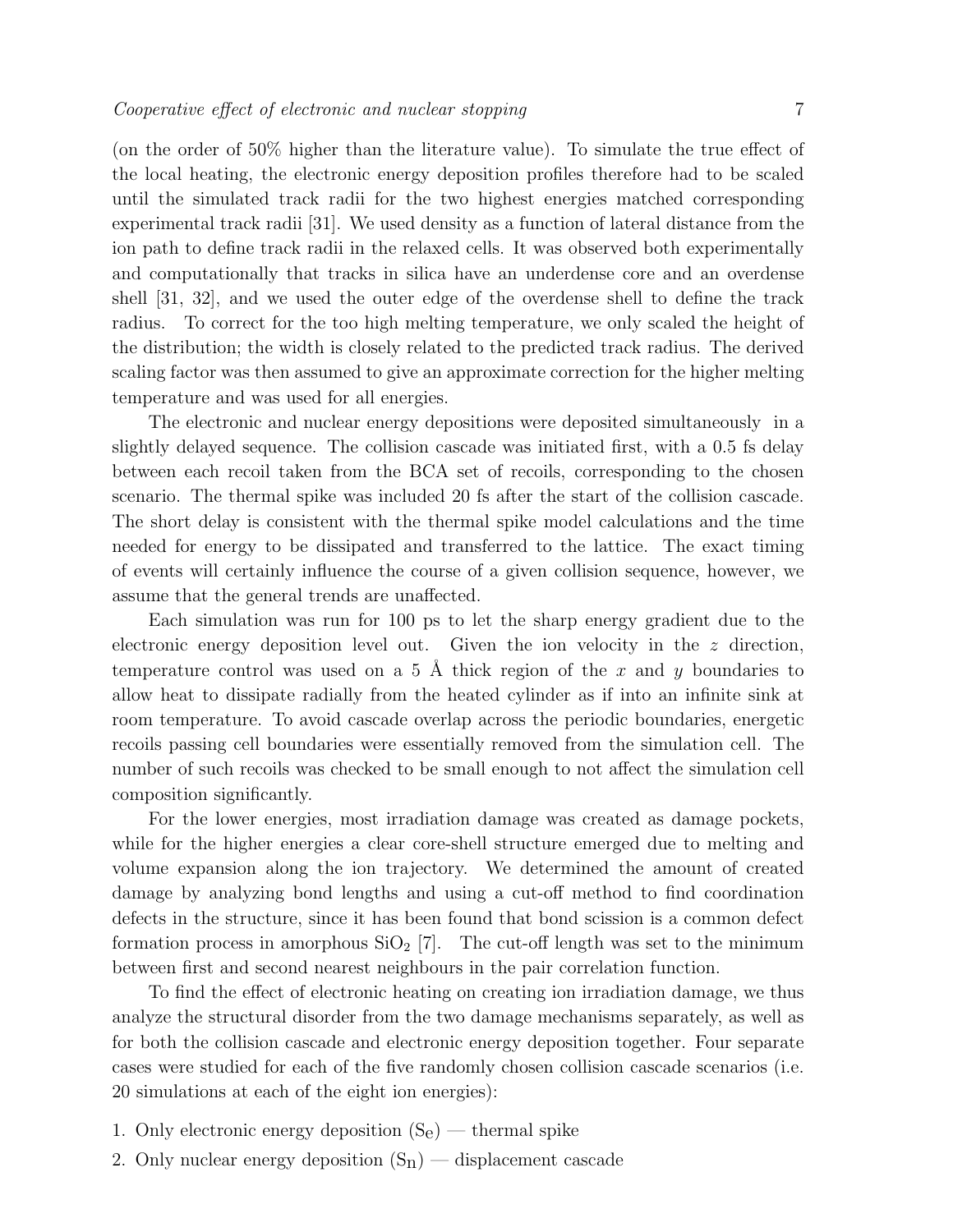(on the order of 50% higher than the literature value). To simulate the true effect of the local heating, the electronic energy deposition profiles therefore had to be scaled until the simulated track radii for the two highest energies matched corresponding experimental track radii [31]. We used density as a function of lateral distance from the ion path to define track radii in the relaxed cells. It was observed both experimentally and computationally that tracks in silica have an underdense core and an overdense shell [31, 32], and we used the outer edge of the overdense shell to define the track radius. To correct for the too high melting temperature, we only scaled the height of the distribution; the width is closely related to the predicted track radius. The derived scaling factor was then assumed to give an approximate correction for the higher melting temperature and was used for all energies.

The electronic and nuclear energy depositions were deposited simultaneously in a slightly delayed sequence. The collision cascade was initiated first, with a 0.5 fs delay between each recoil taken from the BCA set of recoils, corresponding to the chosen scenario. The thermal spike was included 20 fs after the start of the collision cascade. The short delay is consistent with the thermal spike model calculations and the time needed for energy to be dissipated and transferred to the lattice. The exact timing of events will certainly influence the course of a given collision sequence, however, we assume that the general trends are unaffected.

Each simulation was run for 100 ps to let the sharp energy gradient due to the electronic energy deposition level out. Given the ion velocity in the $z$ direction, temperature control was used on a 5 Å thick region of the $x$ and $y$ boundaries to allow heat to dissipate radially from the heated cylinder as if into an infinite sink at room temperature. To avoid cascade overlap across the periodic boundaries, energetic recoils passing cell boundaries were essentially removed from the simulation cell. The number of such recoils was checked to be small enough to not affect the simulation cell composition significantly.

For the lower energies, most irradiation damage was created as damage pockets, while for the higher energies a clear core-shell structure emerged due to melting and volume expansion along the ion trajectory. We determined the amount of created damage by analyzing bond lengths and using a cut-off method to find coordination defects in the structure, since it has been found that bond scission is a common defect formation process in amorphous $SiO_2$ [7]. The cut-off length was set to the minimum between first and second nearest neighbours in the pair correlation function.

To find the effect of electronic heating on creating ion irradiation damage, we thus analyze the structural disorder from the two damage mechanisms separately, as well as for both the collision cascade and electronic energy deposition together. Four separate cases were studied for each of the five randomly chosen collision cascade scenarios (i.e. 20 simulations at each of the eight ion energies):

1. Only electronic energy deposition ($S_e$) — thermal spike
2. Only nuclear energy deposition ($S_n$) — displacement cascade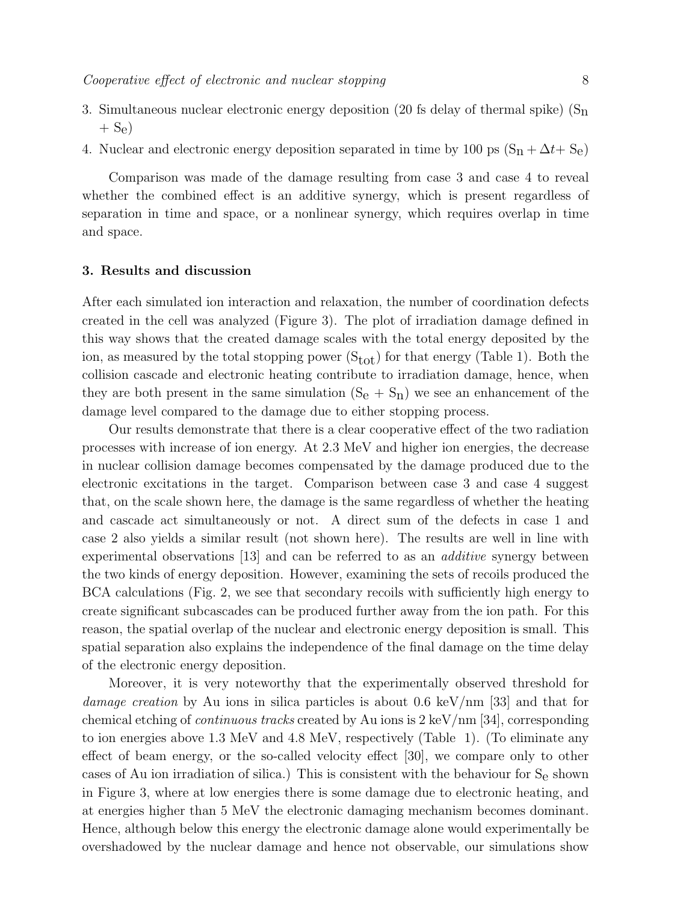3. Simultaneous nuclear electronic energy deposition (20 fs delay of thermal spike) ($S_n$ + $S_e$)
4. Nuclear and electronic energy deposition separated in time by 100 ps ($S_n + \Delta t + S_e$)

Comparison was made of the damage resulting from case 3 and case 4 to reveal whether the combined effect is an additive synergy, which is present regardless of separation in time and space, or a nonlinear synergy, which requires overlap in time and space.

## 3. Results and discussion

After each simulated ion interaction and relaxation, the number of coordination defects created in the cell was analyzed (Figure 3). The plot of irradiation damage defined in this way shows that the created damage scales with the total energy deposited by the ion, as measured by the total stopping power ($S_{tot}$) for that energy (Table 1). Both the collision cascade and electronic heating contribute to irradiation damage, hence, when they are both present in the same simulation ($S_e$ + $S_n$) we see an enhancement of the damage level compared to the damage due to either stopping process.

Our results demonstrate that there is a clear cooperative effect of the two radiation processes with increase of ion energy. At 2.3 MeV and higher ion energies, the decrease in nuclear collision damage becomes compensated by the damage produced due to the electronic excitations in the target. Comparison between case 3 and case 4 suggest that, on the scale shown here, the damage is the same regardless of whether the heating and cascade act simultaneously or not. A direct sum of the defects in case 1 and case 2 also yields a similar result (not shown here). The results are well in line with experimental observations [13] and can be referred to as an *additive* synergy between the two kinds of energy deposition. However, examining the sets of recoils produced the BCA calculations (Fig. 2, we see that secondary recoils with sufficiently high energy to create significant subcascades can be produced further away from the ion path. For this reason, the spatial overlap of the nuclear and electronic energy deposition is small. This spatial separation also explains the independence of the final damage on the time delay of the electronic energy deposition.

Moreover, it is very noteworthy that the experimentally observed threshold for *damage creation* by Au ions in silica particles is about 0.6 keV/nm [33] and that for chemical etching of *continuous tracks* created by Au ions is 2 keV/nm [34], corresponding to ion energies above 1.3 MeV and 4.8 MeV, respectively (Table 1). (To eliminate any effect of beam energy, or the so-called velocity effect [30], we compare only to other cases of Au ion irradiation of silica.) This is consistent with the behaviour for $S_e$ shown in Figure 3, where at low energies there is some damage due to electronic heating, and at energies higher than 5 MeV the electronic damaging mechanism becomes dominant. Hence, although below this energy the electronic damage alone would experimentally be overshadowed by the nuclear damage and hence not observable, our simulations show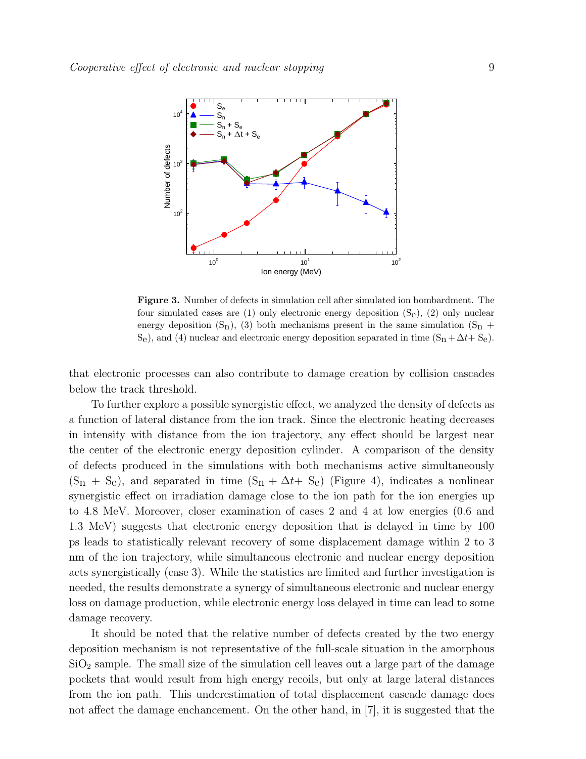**Figure 3.** Number of defects in simulation cell after simulated ion bombardment. The four simulated cases are (1) only electronic energy deposition ($S_e$), (2) only nuclear energy deposition ($S_n$), (3) both mechanisms present in the same simulation ($S_n + S_e$), and (4) nuclear and electronic energy deposition separated in time ($S_n + \Delta t + S_e$).

that electronic processes can also contribute to damage creation by collision cascades below the track threshold.

To further explore a possible synergistic effect, we analyzed the density of defects as a function of lateral distance from the ion track. Since the electronic heating decreases in intensity with distance from the ion trajectory, any effect should be largest near the center of the electronic energy deposition cylinder. A comparison of the density of defects produced in the simulations with both mechanisms active simultaneously ($S_n + S_e$), and separated in time ($S_n + \Delta t + S_e$) (Figure 4), indicates a nonlinear synergistic effect on irradiation damage close to the ion path for the ion energies up to 4.8 MeV. Moreover, closer examination of cases 2 and 4 at low energies (0.6 and 1.3 MeV) suggests that electronic energy deposition that is delayed in time by 100 ps leads to statistically relevant recovery of some displacement damage within 2 to 3 nm of the ion trajectory, while simultaneous electronic and nuclear energy deposition acts synergistically (case 3). While the statistics are limited and further investigation is needed, the results demonstrate a synergy of simultaneous electronic and nuclear energy loss on damage production, while electronic energy loss delayed in time can lead to some damage recovery.

It should be noted that the relative number of defects created by the two energy deposition mechanism is not representative of the full-scale situation in the amorphous $SiO_2$ sample. The small size of the simulation cell leaves out a large part of the damage pockets that would result from high energy recoils, but only at large lateral distances from the ion path. This underestimation of total displacement cascade damage does not affect the damage enchancement. On the other hand, in [7], it is suggested that the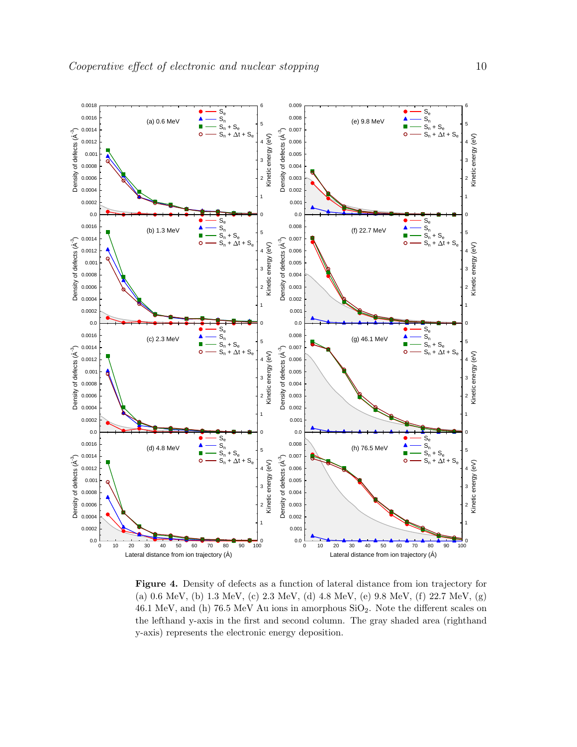**Figure 4.** Density of defects as a function of lateral distance from ion trajectory for (a) 0.6 MeV, (b) 1.3 MeV, (c) 2.3 MeV, (d) 4.8 MeV, (e) 9.8 MeV, (f) 22.7 MeV, (g) 46.1 MeV, and (h) 76.5 MeV Au ions in amorphous $SiO_2$. Note the different scales on the lefthand y-axis in the first and second column. The gray shaded area (righthand y-axis) represents the electronic energy deposition.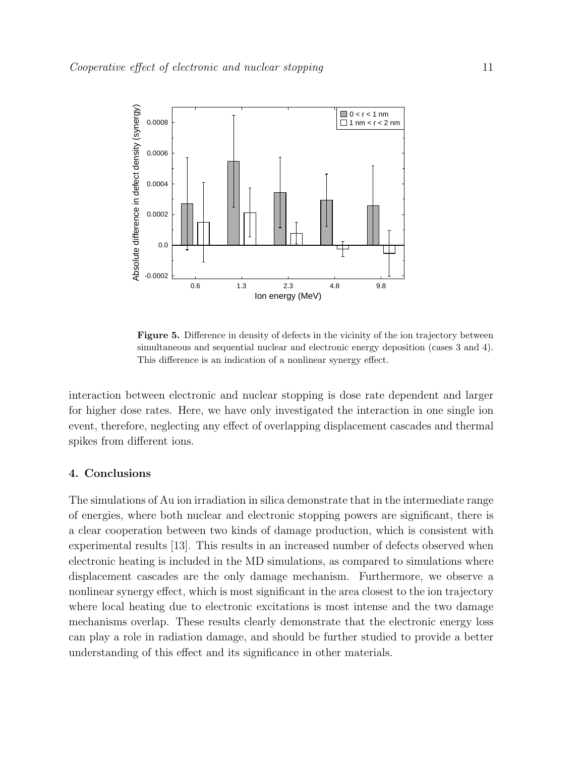**Figure 5.** Difference in density of defects in the vicinity of the ion trajectory between simultaneous and sequential nuclear and electronic energy deposition (cases 3 and 4). This difference is an indication of a nonlinear synergy effect.

interaction between electronic and nuclear stopping is dose rate dependent and larger for higher dose rates. Here, we have only investigated the interaction in one single ion event, therefore, neglecting any effect of overlapping displacement cascades and thermal spikes from different ions.

## 4. Conclusions

The simulations of Au ion irradiation in silica demonstrate that in the intermediate range of energies, where both nuclear and electronic stopping powers are significant, there is a clear cooperation between two kinds of damage production, which is consistent with experimental results [13]. This results in an increased number of defects observed when electronic heating is included in the MD simulations, as compared to simulations where displacement cascades are the only damage mechanism. Furthermore, we observe a nonlinear synergy effect, which is most significant in the area closest to the ion trajectory where local heating due to electronic excitations is most intense and the two damage mechanisms overlap. These results clearly demonstrate that the electronic energy loss can play a role in radiation damage, and should be further studied to provide a better understanding of this effect and its significance in other materials.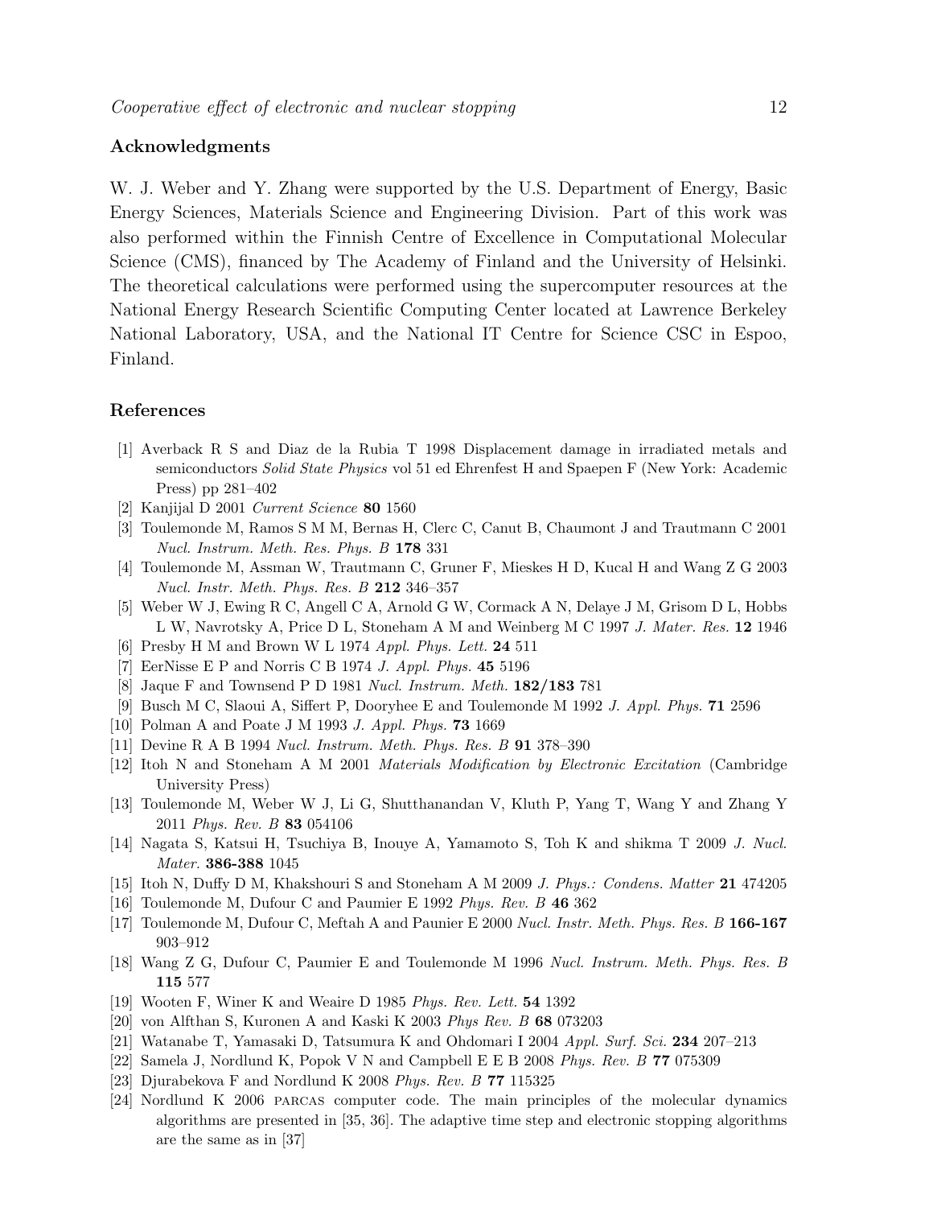## Acknowledgments

W. J. Weber and Y. Zhang were supported by the U.S. Department of Energy, Basic Energy Sciences, Materials Science and Engineering Division. Part of this work was also performed within the Finnish Centre of Excellence in Computational Molecular Science (CMS), financed by The Academy of Finland and the University of Helsinki. The theoretical calculations were performed using the supercomputer resources at the National Energy Research Scientific Computing Center located at Lawrence Berkeley National Laboratory, USA, and the National IT Centre for Science CSC in Espoo, Finland.

## References

[1] Averback R S and Diaz de la Rubia T 1998 Displacement damage in irradiated metals and semiconductors *Solid State Physics* vol 51 ed Ehrenfest H and Spaepen F (New York: Academic Press) pp 281–402

[2] Kanjijal D 2001 *Current Science* **80** 1560

[3] Toulemonde M, Ramos S M M, Bernas H, Clerc C, Canut B, Chaumont J and Trautmann C 2001 *Nucl. Instrum. Meth. Res. Phys. B* **178** 331

[4] Toulemonde M, Assman W, Trautmann C, Gruner F, Mieskes H D, Kucal H and Wang Z G 2003 *Nucl. Instr. Meth. Phys. Res. B* **212** 346–357

[5] Weber W J, Ewing R C, Angell C A, Arnold G W, Cormack A N, Delaye J M, Grisom D L, Hobbs L W, Navrotsky A, Price D L, Stoneham A M and Weinberg M C 1997 *J. Mater. Res.* **12** 1946

[6] Presby H M and Brown W L 1974 *Appl. Phys. Lett.* **24** 511

[7] EerNisse E P and Norris C B 1974 *J. Appl. Phys.* **45** 5196

[8] Jaque F and Townsend P D 1981 *Nucl. Instrum. Meth.* **182/183** 781

[9] Busch M C, Slaoui A, Siffert P, Dooryhee E and Toulemonde M 1992 *J. Appl. Phys.* **71** 2596

[10] Polman A and Poate J M 1993 *J. Appl. Phys.* **73** 1669

[11] Devine R A B 1994 *Nucl. Instrum. Meth. Phys. Res. B* **91** 378–390

[12] Itoh N and Stoneham A M 2001 *Materials Modification by Electronic Excitation* (Cambridge University Press)

[13] Toulemonde M, Weber W J, Li G, Shutthanandan V, Kluth P, Yang T, Wang Y and Zhang Y 2011 *Phys. Rev. B* **83** 054106

[14] Nagata S, Katsui H, Tsuchiya B, Inouye A, Yamamoto S, Toh K and shikma T 2009 *J. Nucl. Mater.* **386-388** 1045

[15] Itoh N, Duffy D M, Khakshouri S and Stoneham A M 2009 *J. Phys.: Condens. Matter* **21** 474205

[16] Toulemonde M, Dufour C and Paumier E 1992 *Phys. Rev. B* **46** 362

[17] Toulemonde M, Dufour C, Meftah A and Paunier E 2000 *Nucl. Instr. Meth. Phys. Res. B* **166-167** 903–912

[18] Wang Z G, Dufour C, Paumier E and Toulemonde M 1996 *Nucl. Instrum. Meth. Phys. Res. B* **115** 577

[19] Wooten F, Winer K and Weaire D 1985 *Phys. Rev. Lett.* **54** 1392

[20] von Alfthan S, Kuronen A and Kaski K 2003 *Phys Rev. B* **68** 073203

[21] Watanabe T, Yamasaki D, Tatsumura K and Ohdomari I 2004 *Appl. Surf. Sci.* **234** 207–213

[22] Samela J, Nordlund K, Popok V N and Campbell E E B 2008 *Phys. Rev. B* **77** 075309

[23] Djurabekova F and Nordlund K 2008 *Phys. Rev. B* **77** 115325

[24] Nordlund K 2006 PARCAS computer code. The main principles of the molecular dynamics algorithms are presented in [35, 36]. The adaptive time step and electronic stopping algorithms are the same as in [37]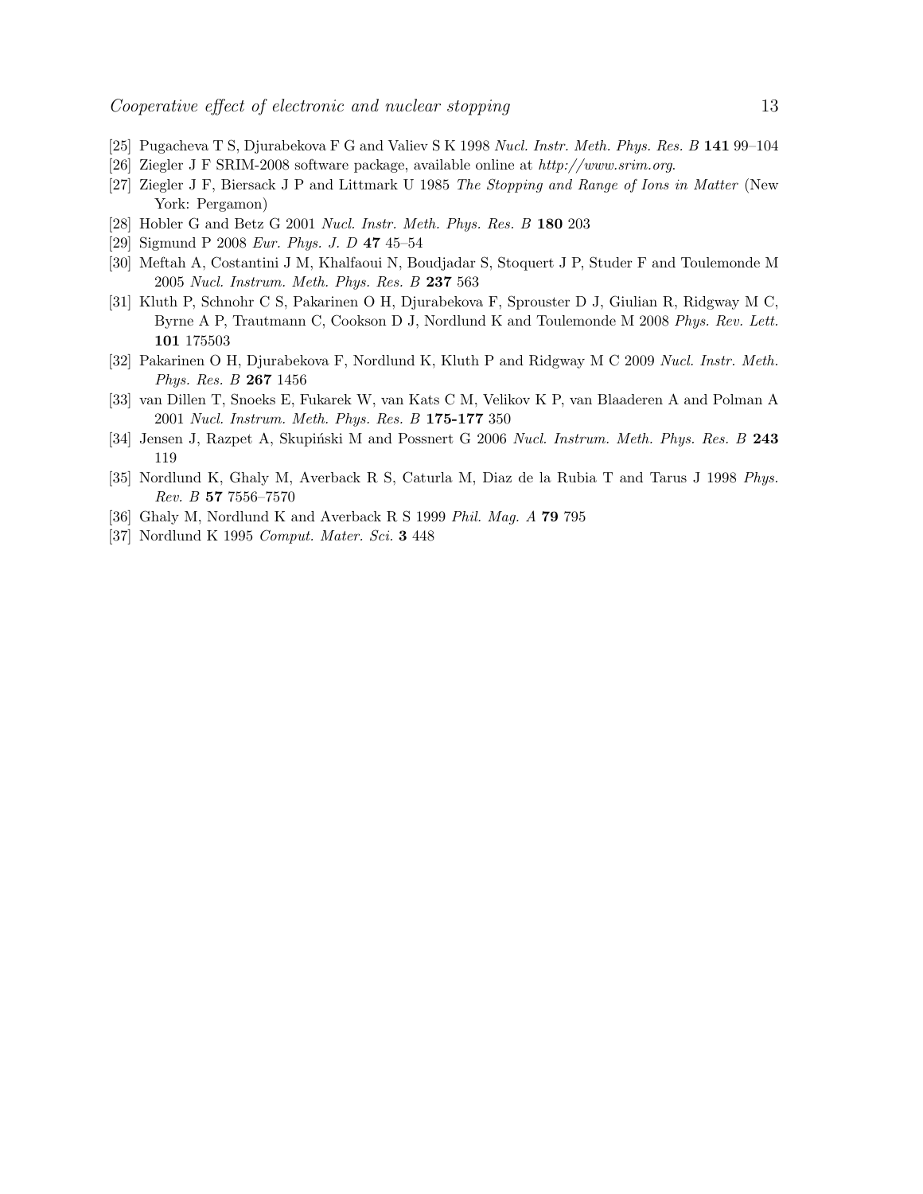[25] Pugacheva T S, Djurabekova F G and Valiev S K 1998 *Nucl. Instr. Meth. Phys. Res. B* **141** 99–104

[26] Ziegler J F SRIM-2008 software package, available online at *http://www.srim.org*.

[27] Ziegler J F, Biersack J P and Littmark U 1985 *The Stopping and Range of Ions in Matter* (New York: Pergamon)

[28] Hobler G and Betz G 2001 *Nucl. Instr. Meth. Phys. Res. B* **180** 203

[29] Sigmund P 2008 *Eur. Phys. J. D* **47** 45–54

[30] Meftah A, Costantini J M, Khalfaoui N, Boudjadar S, Stoquert J P, Studer F and Toulemonde M 2005 *Nucl. Instrum. Meth. Phys. Res. B* **237** 563

[31] Kluth P, Schnohr C S, Pakarinen O H, Djurabekova F, Sprouster D J, Giulian R, Ridgway M C, Byrne A P, Trautmann C, Cookson D J, Nordlund K and Toulemonde M 2008 *Phys. Rev. Lett.* **101** 175503

[32] Pakarinen O H, Djurabekova F, Nordlund K, Kluth P and Ridgway M C 2009 *Nucl. Instr. Meth. Phys. Res. B* **267** 1456

[33] van Dillen T, Snoeks E, Fukarek W, van Kats C M, Velikov K P, van Blaaderen A and Polman A 2001 *Nucl. Instrum. Meth. Phys. Res. B* **175-177** 350

[34] Jensen J, Razpet A, Skupiński M and Possnert G 2006 *Nucl. Instrum. Meth. Phys. Res. B* **243** 119

[35] Nordlund K, Ghaly M, Averback R S, Caturla M, Diaz de la Rubia T and Tarus J 1998 *Phys. Rev. B* **57** 7556–7570

[36] Ghaly M, Nordlund K and Averback R S 1999 *Phil. Mag. A* **79** 795

[37] Nordlund K 1995 *Comput. Mater. Sci.* **3** 448